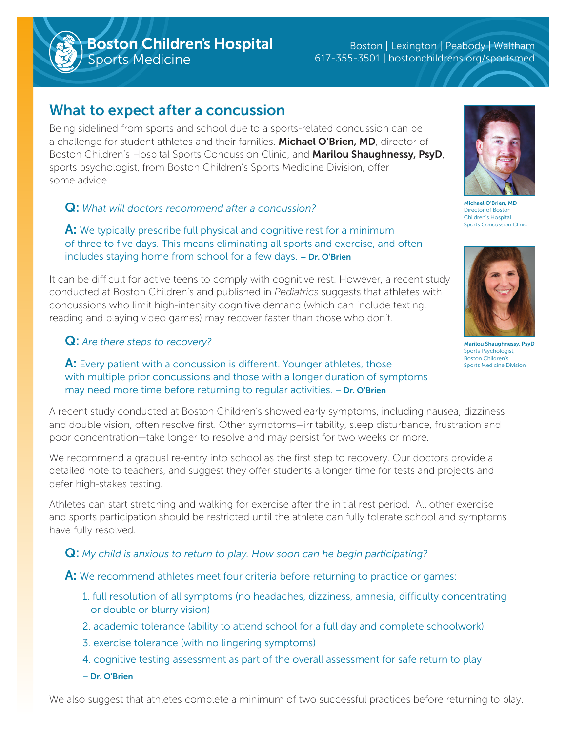**Boston Children's Hospital**
Sports Medicine

Boston | Lexington | Peabody | Waltham
617-355-3501 | bostonchildrens.org/sportsmed

## What to expect after a concussion

Being sidelined from sports and school due to a sports-related concussion can be a challenge for student athletes and their families. **Michael O'Brien, MD**, director of Boston Children's Hospital Sports Concussion Clinic, and **Marilou Shaughnessy, PsyD**, sports psychologist, from Boston Children's Sports Medicine Division, offer some advice.

**Michael O'Brien, MD**
Director of Boston Children's Hospital Sports Concussion Clinic

**Marilou Shaughnessy, PsyD**
Sports Psychologist, Boston Children's Sports Medicine Division

**Q:** *What will doctors recommend after a concussion?*

**A:** We typically prescribe full physical and cognitive rest for a minimum of three to five days. This means eliminating all sports and exercise, and often includes staying home from school for a few days. **– Dr. O'Brien**

It can be difficult for active teens to comply with cognitive rest. However, a recent study conducted at Boston Children's and published in *Pediatrics* suggests that athletes with concussions who limit high-intensity cognitive demand (which can include texting, reading and playing video games) may recover faster than those who don't.

**Q:** *Are there steps to recovery?*

**A:** Every patient with a concussion is different. Younger athletes, those with multiple prior concussions and those with a longer duration of symptoms may need more time before returning to regular activities. **– Dr. O'Brien**

A recent study conducted at Boston Children's showed early symptoms, including nausea, dizziness and double vision, often resolve first. Other symptoms—irritability, sleep disturbance, frustration and poor concentration—take longer to resolve and may persist for two weeks or more.

We recommend a gradual re-entry into school as the first step to recovery. Our doctors provide a detailed note to teachers, and suggest they offer students a longer time for tests and projects and defer high-stakes testing.

Athletes can start stretching and walking for exercise after the initial rest period. All other exercise and sports participation should be restricted until the athlete can fully tolerate school and symptoms have fully resolved.

**Q:** *My child is anxious to return to play. How soon can he begin participating?*

**A:** We recommend athletes meet four criteria before returning to practice or games:

1. full resolution of all symptoms (no headaches, dizziness, amnesia, difficulty concentrating or double or blurry vision)
2. academic tolerance (ability to attend school for a full day and complete schoolwork)
3. exercise tolerance (with no lingering symptoms)
4. cognitive testing assessment as part of the overall assessment for safe return to play

**– Dr. O'Brien**

We also suggest that athletes complete a minimum of two successful practices before returning to play.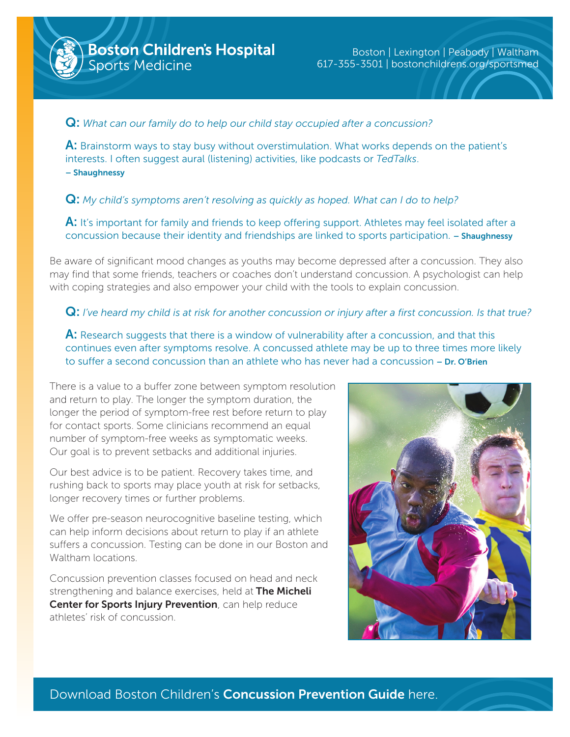**Q:** *What can our family do to help our child stay occupied after a concussion?*

**A:** Brainstorm ways to stay busy without overstimulation. What works depends on the patient's interests. I often suggest aural (listening) activities, like podcasts or *TedTalks*.
**– Shaughnessy**

**Q:** *My child's symptoms aren't resolving as quickly as hoped. What can I do to help?*

**A:** It's important for family and friends to keep offering support. Athletes may feel isolated after a concussion because their identity and friendships are linked to sports participation. **– Shaughnessy**

Be aware of significant mood changes as youths may become depressed after a concussion. They also may find that some friends, teachers or coaches don't understand concussion. A psychologist can help with coping strategies and also empower your child with the tools to explain concussion.

**Q:** *I've heard my child is at risk for another concussion or injury after a first concussion. Is that true?*

**A:** Research suggests that there is a window of vulnerability after a concussion, and that this continues even after symptoms resolve. A concussed athlete may be up to three times more likely to suffer a second concussion than an athlete who has never had a concussion **– Dr. O'Brien**

There is a value to a buffer zone between symptom resolution and return to play. The longer the symptom duration, the longer the period of symptom-free rest before return to play for contact sports. Some clinicians recommend an equal number of symptom-free weeks as symptomatic weeks. Our goal is to prevent setbacks and additional injuries.

Our best advice is to be patient. Recovery takes time, and rushing back to sports may place youth at risk for setbacks, longer recovery times or further problems.

We offer pre-season neurocognitive baseline testing, which can help inform decisions about return to play if an athlete suffers a concussion. Testing can be done in our Boston and Waltham locations.

Concussion prevention classes focused on head and neck strengthening and balance exercises, held at **The Micheli Center for Sports Injury Prevention**, can help reduce athletes' risk of concussion.

Download Boston Children's **Concussion Prevention Guide** here.